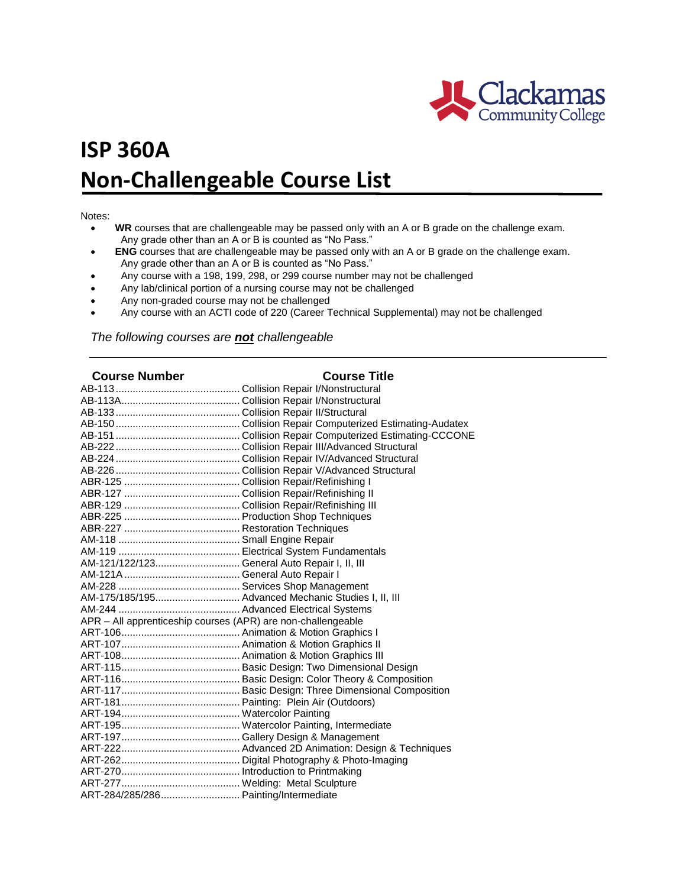# ISP 360A

# Non-Challengeable Course List

Notes:

- **WR** courses that are challengeable may be passed only with an A or B grade on the challenge exam. Any grade other than an A or B is counted as "No Pass."
- **ENG** courses that are challengeable may be passed only with an A or B grade on the challenge exam. Any grade other than an A or B is counted as "No Pass."
- Any course with a 198, 199, 298, or 299 course number may not be challenged
- Any lab/clinical portion of a nursing course may not be challenged
- Any non-graded course may not be challenged
- Any course with an ACTI code of 220 (Career Technical Supplemental) may not be challenged

*The following courses are **not** challengeable*

| Course Number | Course Title |
|---|---|
| AB-113 | Collision Repair I/Nonstructural |
| AB-113A | Collision Repair I/Nonstructural |
| AB-133 | Collision Repair II/Structural |
| AB-150 | Collision Repair Computerized Estimating-Audatex |
| AB-151 | Collision Repair Computerized Estimating-CCCONE |
| AB-222 | Collision Repair III/Advanced Structural |
| AB-224 | Collision Repair IV/Advanced Structural |
| AB-226 | Collision Repair V/Advanced Structural |
| ABR-125 | Collision Repair/Refinishing I |
| ABR-127 | Collision Repair/Refinishing II |
| ABR-129 | Collision Repair/Refinishing III |
| ABR-225 | Production Shop Techniques |
| ABR-227 | Restoration Techniques |
| AM-118 | Small Engine Repair |
| AM-119 | Electrical System Fundamentals |
| AM-121/122/123 | General Auto Repair I, II, III |
| AM-121A | General Auto Repair I |
| AM-228 | Services Shop Management |
| AM-175/185/195 | Advanced Mechanic Studies I, II, III |
| AM-244 | Advanced Electrical Systems |
| APR – All apprenticeship courses (APR) are non-challengeable | |
| ART-106 | Animation & Motion Graphics I |
| ART-107 | Animation & Motion Graphics II |
| ART-108 | Animation & Motion Graphics III |
| ART-115 | Basic Design: Two Dimensional Design |
| ART-116 | Basic Design: Color Theory & Composition |
| ART-117 | Basic Design: Three Dimensional Composition |
| ART-181 | Painting: Plein Air (Outdoors) |
| ART-194 | Watercolor Painting |
| ART-195 | Watercolor Painting, Intermediate |
| ART-197 | Gallery Design & Management |
| ART-222 | Advanced 2D Animation: Design & Techniques |
| ART-262 | Digital Photography & Photo-Imaging |
| ART-270 | Introduction to Printmaking |
| ART-277 | Welding: Metal Sculpture |
| ART-284/285/286 | Painting/Intermediate |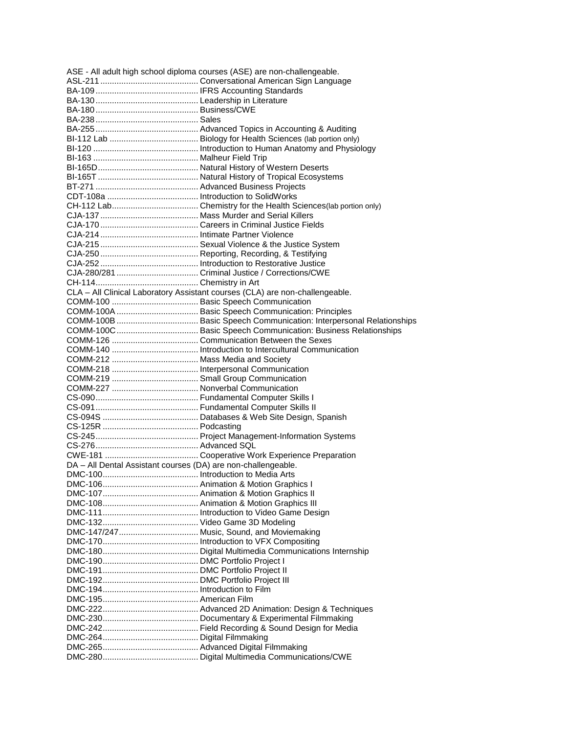ASE - All adult high school diploma courses (ASE) are non-challengeable.

ASL-211 .......................................... Conversational American Sign Language
BA-109 ............................................ IFRS Accounting Standards
BA-130 ............................................ Leadership in Literature
BA-180 ............................................ Business/CWE
BA-238 ............................................ Sales
BA-255 ............................................ Advanced Topics in Accounting & Auditing
BI-112 Lab ...................................... Biology for Health Sciences (lab portion only)
BI-120 ............................................. Introduction to Human Anatomy and Physiology
BI-163 ............................................. Malheur Field Trip
BI-165D ........................................... Natural History of Western Deserts
BI-165T ........................................... Natural History of Tropical Ecosystems
BT-271 ............................................ Advanced Business Projects
CDT-108a ........................................ Introduction to SolidWorks
CH-112 Lab ..................................... Chemistry for the Health Sciences(lab portion only)
CJA-137 .......................................... Mass Murder and Serial Killers
CJA-170 .......................................... Careers in Criminal Justice Fields
CJA-214 .......................................... Intimate Partner Violence
CJA-215 .......................................... Sexual Violence & the Justice System
CJA-250 .......................................... Reporting, Recording, & Testifying
CJA-252 .......................................... Introduction to Restorative Justice
CJA-280/281 .................................... Criminal Justice / Corrections/CWE
CH-114 ............................................ Chemistry in Art

CLA – All Clinical Laboratory Assistant courses (CLA) are non-challengeable.

COMM-100 ..................................... Basic Speech Communication
COMM-100A ................................... Basic Speech Communication: Principles
COMM-100B ................................... Basic Speech Communication: Interpersonal Relationships
COMM-100C ................................... Basic Speech Communication: Business Relationships
COMM-126 ..................................... Communication Between the Sexes
COMM-140 ..................................... Introduction to Intercultural Communication
COMM-212 ..................................... Mass Media and Society
COMM-218 ..................................... Interpersonal Communication
COMM-219 ..................................... Small Group Communication
COMM-227 ..................................... Nonverbal Communication
CS-090 ............................................ Fundamental Computer Skills I
CS-091 ............................................ Fundamental Computer Skills II
CS-094S .......................................... Databases & Web Site Design, Spanish
CS-125R .......................................... Podcasting
CS-245 ............................................ Project Management-Information Systems
CS-276 ............................................ Advanced SQL
CWE-181 ......................................... Cooperative Work Experience Preparation

DA – All Dental Assistant courses (DA) are non-challengeable.

DMC-100 ......................................... Introduction to Media Arts
DMC-106 ......................................... Animation & Motion Graphics I
DMC-107 ......................................... Animation & Motion Graphics II
DMC-108 ......................................... Animation & Motion Graphics III
DMC-111 ......................................... Introduction to Video Game Design
DMC-132 ......................................... Video Game 3D Modeling
DMC-147/247 .................................. Music, Sound, and Moviemaking
DMC-170 ......................................... Introduction to VFX Compositing
DMC-180 ......................................... Digital Multimedia Communications Internship
DMC-190 ......................................... DMC Portfolio Project I
DMC-191 ......................................... DMC Portfolio Project II
DMC-192 ......................................... DMC Portfolio Project III
DMC-194 ......................................... Introduction to Film
DMC-195 ......................................... American Film
DMC-222 ......................................... Advanced 2D Animation: Design & Techniques
DMC-230 ......................................... Documentary & Experimental Filmmaking
DMC-242 ......................................... Field Recording & Sound Design for Media
DMC-264 ......................................... Digital Filmmaking
DMC-265 ......................................... Advanced Digital Filmmaking
DMC-280 ......................................... Digital Multimedia Communications/CWE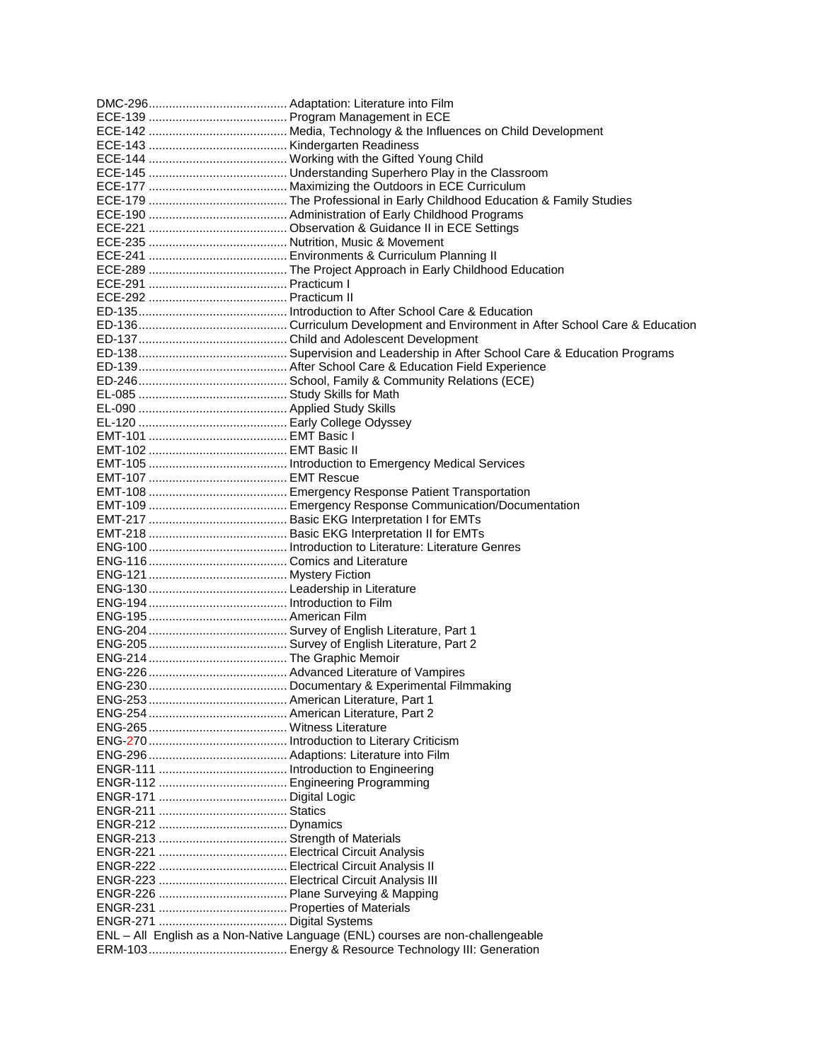DMC-296........................................ Adaptation: Literature into Film
ECE-139 ........................................ Program Management in ECE
ECE-142 ........................................ Media, Technology & the Influences on Child Development
ECE-143 ........................................ Kindergarten Readiness
ECE-144 ........................................ Working with the Gifted Young Child
ECE-145 ........................................ Understanding Superhero Play in the Classroom
ECE-177 ........................................ Maximizing the Outdoors in ECE Curriculum
ECE-179 ........................................ The Professional in Early Childhood Education & Family Studies
ECE-190 ........................................ Administration of Early Childhood Programs
ECE-221 ........................................ Observation & Guidance II in ECE Settings
ECE-235 ........................................ Nutrition, Music & Movement
ECE-241 ........................................ Environments & Curriculum Planning II
ECE-289 ........................................ The Project Approach in Early Childhood Education
ECE-291 ........................................ Practicum I
ECE-292 ........................................ Practicum II
ED-135........................................... Introduction to After School Care & Education
ED-136........................................... Curriculum Development and Environment in After School Care & Education
ED-137........................................... Child and Adolescent Development
ED-138........................................... Supervision and Leadership in After School Care & Education Programs
ED-139........................................... After School Care & Education Field Experience
ED-246........................................... School, Family & Community Relations (ECE)
EL-085 ........................................... Study Skills for Math
EL-090 ........................................... Applied Study Skills
EL-120 ........................................... Early College Odyssey
EMT-101 ........................................ EMT Basic I
EMT-102 ........................................ EMT Basic II
EMT-105 ........................................ Introduction to Emergency Medical Services
EMT-107 ........................................ EMT Rescue
EMT-108 ........................................ Emergency Response Patient Transportation
EMT-109 ........................................ Emergency Response Communication/Documentation
EMT-217 ........................................ Basic EKG Interpretation I for EMTs
EMT-218 ........................................ Basic EKG Interpretation II for EMTs
ENG-100........................................ Introduction to Literature: Literature Genres
ENG-116........................................ Comics and Literature
ENG-121........................................ Mystery Fiction
ENG-130........................................ Leadership in Literature
ENG-194........................................ Introduction to Film
ENG-195........................................ American Film
ENG-204........................................ Survey of English Literature, Part 1
ENG-205........................................ Survey of English Literature, Part 2
ENG-214........................................ The Graphic Memoir
ENG-226........................................ Advanced Literature of Vampires
ENG-230........................................ Documentary & Experimental Filmmaking
ENG-253........................................ American Literature, Part 1
ENG-254........................................ American Literature, Part 2
ENG-265........................................ Witness Literature
ENG-270........................................ Introduction to Literary Criticism
ENG-296........................................ Adaptions: Literature into Film
ENGR-111 ..................................... Introduction to Engineering
ENGR-112 ..................................... Engineering Programming
ENGR-171 ..................................... Digital Logic
ENGR-211 ..................................... Statics
ENGR-212 ..................................... Dynamics
ENGR-213 ..................................... Strength of Materials
ENGR-221 ..................................... Electrical Circuit Analysis
ENGR-222 ..................................... Electrical Circuit Analysis II
ENGR-223 ..................................... Electrical Circuit Analysis III
ENGR-226 ..................................... Plane Surveying & Mapping
ENGR-231 ..................................... Properties of Materials
ENGR-271 ..................................... Digital Systems
ENL – All English as a Non-Native Language (ENL) courses are non-challengeable
ERM-103........................................ Energy & Resource Technology III: Generation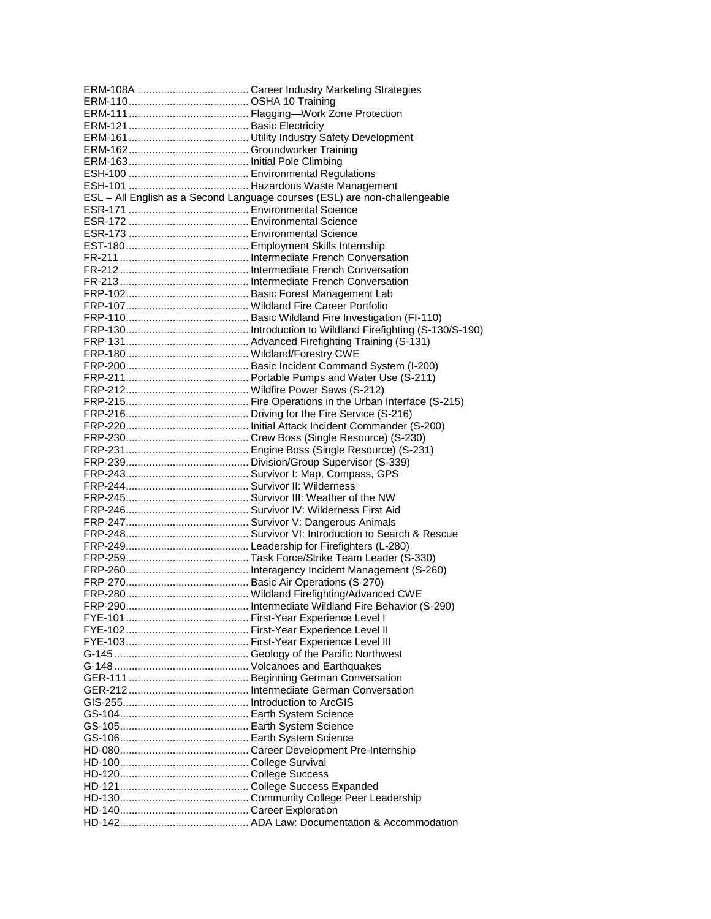ERM-108A ...................................... Career Industry Marketing Strategies
ERM-110......................................... OSHA 10 Training
ERM-111......................................... Flagging—Work Zone Protection
ERM-121......................................... Basic Electricity
ERM-161......................................... Utility Industry Safety Development
ERM-162......................................... Groundworker Training
ERM-163......................................... Initial Pole Climbing
ESH-100 ......................................... Environmental Regulations
ESH-101 ......................................... Hazardous Waste Management
ESL – All English as a Second Language courses (ESL) are non-challengeable
ESR-171 ......................................... Environmental Science
ESR-172 ......................................... Environmental Science
ESR-173 ......................................... Environmental Science
EST-180.......................................... Employment Skills Internship
FR-211............................................ Intermediate French Conversation
FR-212............................................ Intermediate French Conversation
FR-213............................................ Intermediate French Conversation
FRP-102.......................................... Basic Forest Management Lab
FRP-107.......................................... Wildland Fire Career Portfolio
FRP-110.......................................... Basic Wildland Fire Investigation (FI-110)
FRP-130.......................................... Introduction to Wildland Firefighting (S-130/S-190)
FRP-131.......................................... Advanced Firefighting Training (S-131)
FRP-180.......................................... Wildland/Forestry CWE
FRP-200.......................................... Basic Incident Command System (I-200)
FRP-211.......................................... Portable Pumps and Water Use (S-211)
FRP-212.......................................... Wildfire Power Saws (S-212)
FRP-215.......................................... Fire Operations in the Urban Interface (S-215)
FRP-216.......................................... Driving for the Fire Service (S-216)
FRP-220.......................................... Initial Attack Incident Commander (S-200)
FRP-230.......................................... Crew Boss (Single Resource) (S-230)
FRP-231.......................................... Engine Boss (Single Resource) (S-231)
FRP-239.......................................... Division/Group Supervisor (S-339)
FRP-243.......................................... Survivor I: Map, Compass, GPS
FRP-244.......................................... Survivor II: Wilderness
FRP-245.......................................... Survivor III: Weather of the NW
FRP-246.......................................... Survivor IV: Wilderness First Aid
FRP-247.......................................... Survivor V: Dangerous Animals
FRP-248.......................................... Survivor VI: Introduction to Search & Rescue
FRP-249.......................................... Leadership for Firefighters (L-280)
FRP-259.......................................... Task Force/Strike Team Leader (S-330)
FRP-260.......................................... Interagency Incident Management (S-260)
FRP-270.......................................... Basic Air Operations (S-270)
FRP-280.......................................... Wildland Firefighting/Advanced CWE
FRP-290.......................................... Intermediate Wildland Fire Behavior (S-290)
FYE-101.......................................... First-Year Experience Level I
FYE-102.......................................... First-Year Experience Level II
FYE-103.......................................... First-Year Experience Level III
G-145.............................................. Geology of the Pacific Northwest
G-148.............................................. Volcanoes and Earthquakes
GER-111......................................... Beginning German Conversation
GER-212......................................... Intermediate German Conversation
GIS-255........................................... Introduction to ArcGIS
GS-104............................................ Earth System Science
GS-105............................................ Earth System Science
GS-106............................................ Earth System Science
HD-080............................................ Career Development Pre-Internship
HD-100............................................ College Survival
HD-120............................................ College Success
HD-121............................................ College Success Expanded
HD-130............................................ Community College Peer Leadership
HD-140............................................ Career Exploration
HD-142............................................ ADA Law: Documentation & Accommodation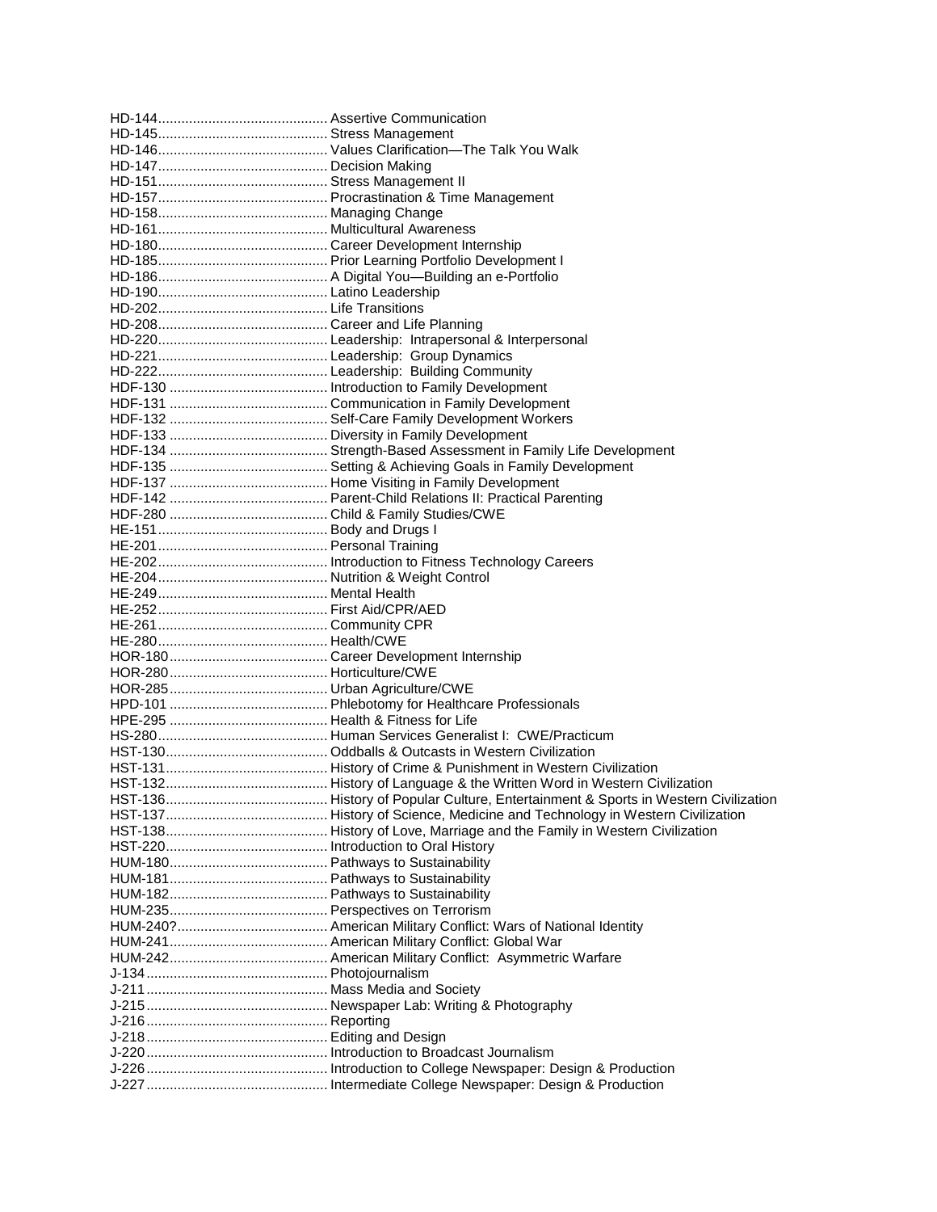HD-144............................................ Assertive Communication
HD-145............................................ Stress Management
HD-146............................................ Values Clarification—The Talk You Walk
HD-147............................................ Decision Making
HD-151............................................ Stress Management II
HD-157............................................ Procrastination & Time Management
HD-158............................................ Managing Change
HD-161............................................ Multicultural Awareness
HD-180............................................ Career Development Internship
HD-185............................................ Prior Learning Portfolio Development I
HD-186............................................ A Digital You—Building an e-Portfolio
HD-190............................................ Latino Leadership
HD-202............................................ Life Transitions
HD-208............................................ Career and Life Planning
HD-220............................................ Leadership: Intrapersonal & Interpersonal
HD-221............................................ Leadership: Group Dynamics
HD-222............................................ Leadership: Building Community
HDF-130 ......................................... Introduction to Family Development
HDF-131 ......................................... Communication in Family Development
HDF-132 ......................................... Self-Care Family Development Workers
HDF-133 ......................................... Diversity in Family Development
HDF-134 ......................................... Strength-Based Assessment in Family Life Development
HDF-135 ......................................... Setting & Achieving Goals in Family Development
HDF-137 ......................................... Home Visiting in Family Development
HDF-142 ......................................... Parent-Child Relations II: Practical Parenting
HDF-280 ......................................... Child & Family Studies/CWE
HE-151............................................ Body and Drugs I
HE-201............................................ Personal Training
HE-202............................................ Introduction to Fitness Technology Careers
HE-204............................................ Nutrition & Weight Control
HE-249............................................ Mental Health
HE-252............................................ First Aid/CPR/AED
HE-261............................................ Community CPR
HE-280............................................ Health/CWE
HOR-180......................................... Career Development Internship
HOR-280......................................... Horticulture/CWE
HOR-285......................................... Urban Agriculture/CWE
HPD-101 ......................................... Phlebotomy for Healthcare Professionals
HPE-295 ......................................... Health & Fitness for Life
HS-280............................................ Human Services Generalist I: CWE/Practicum
HST-130.......................................... Oddballs & Outcasts in Western Civilization
HST-131.......................................... History of Crime & Punishment in Western Civilization
HST-132.......................................... History of Language & the Written Word in Western Civilization
HST-136.......................................... History of Popular Culture, Entertainment & Sports in Western Civilization
HST-137.......................................... History of Science, Medicine and Technology in Western Civilization
HST-138.......................................... History of Love, Marriage and the Family in Western Civilization
HST-220.......................................... Introduction to Oral History
HUM-180......................................... Pathways to Sustainability
HUM-181......................................... Pathways to Sustainability
HUM-182......................................... Pathways to Sustainability
HUM-235......................................... Perspectives on Terrorism
HUM-240?....................................... American Military Conflict: Wars of National Identity
HUM-241......................................... American Military Conflict: Global War
HUM-242......................................... American Military Conflict: Asymmetric Warfare
J-134............................................... Photojournalism
J-211............................................... Mass Media and Society
J-215............................................... Newspaper Lab: Writing & Photography
J-216............................................... Reporting
J-218............................................... Editing and Design
J-220............................................... Introduction to Broadcast Journalism
J-226............................................... Introduction to College Newspaper: Design & Production
J-227............................................... Intermediate College Newspaper: Design & Production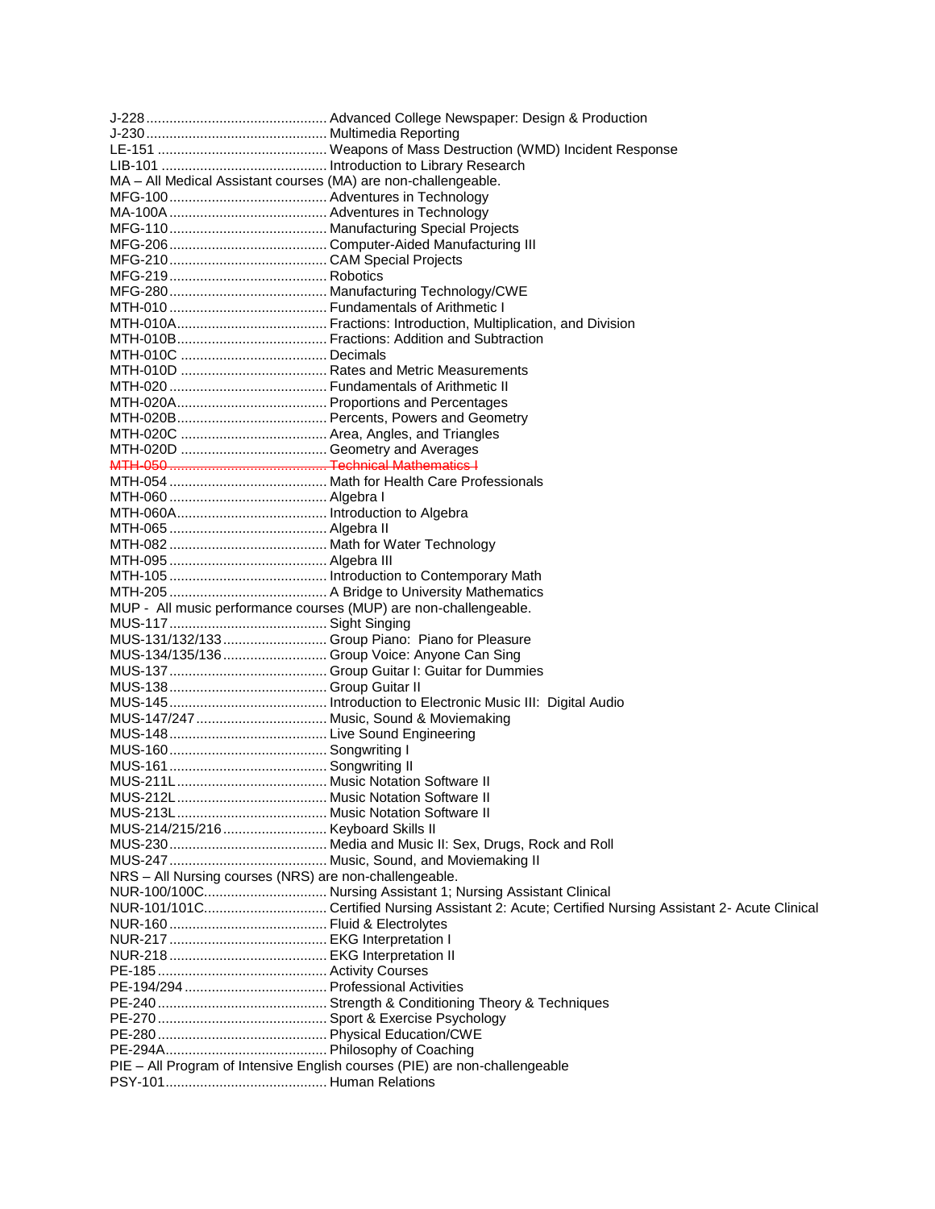J-228 ............................................ Advanced College Newspaper: Design & Production
J-230 ............................................ Multimedia Reporting
LE-151 .......................................... Weapons of Mass Destruction (WMD) Incident Response
LIB-101 ......................................... Introduction to Library Research
MA – All Medical Assistant courses (MA) are non-challengeable.
MFG-100 ....................................... Adventures in Technology
MA-100A ....................................... Adventures in Technology
MFG-110 ....................................... Manufacturing Special Projects
MFG-206 ....................................... Computer-Aided Manufacturing III
MFG-210 ....................................... CAM Special Projects
MFG-219 ....................................... Robotics
MFG-280 ....................................... Manufacturing Technology/CWE
MTH-010 ....................................... Fundamentals of Arithmetic I
MTH-010A ..................................... Fractions: Introduction, Multiplication, and Division
MTH-010B ..................................... Fractions: Addition and Subtraction
MTH-010C ..................................... Decimals
MTH-010D ..................................... Rates and Metric Measurements
MTH-020 ....................................... Fundamentals of Arithmetic II
MTH-020A ..................................... Proportions and Percentages
MTH-020B ..................................... Percents, Powers and Geometry
MTH-020C ..................................... Area, Angles, and Triangles
MTH-020D ..................................... Geometry and Averages
~~MTH-050 ....................................... Technical Mathematics I~~
MTH-054 ....................................... Math for Health Care Professionals
MTH-060 ....................................... Algebra I
MTH-060A ..................................... Introduction to Algebra
MTH-065 ....................................... Algebra II
MTH-082 ....................................... Math for Water Technology
MTH-095 ....................................... Algebra III
MTH-105 ....................................... Introduction to Contemporary Math
MTH-205 ....................................... A Bridge to University Mathematics
MUP - All music performance courses (MUP) are non-challengeable.
MUS-117 ....................................... Sight Singing
MUS-131/132/133 .......................... Group Piano: Piano for Pleasure
MUS-134/135/136 .......................... Group Voice: Anyone Can Sing
MUS-137 ....................................... Group Guitar I: Guitar for Dummies
MUS-138 ....................................... Group Guitar II
MUS-145 ....................................... Introduction to Electronic Music III: Digital Audio
MUS-147/247 ................................ Music, Sound & Moviemaking
MUS-148 ....................................... Live Sound Engineering
MUS-160 ....................................... Songwriting I
MUS-161 ....................................... Songwriting II
MUS-211L ..................................... Music Notation Software II
MUS-212L ..................................... Music Notation Software II
MUS-213L ..................................... Music Notation Software II
MUS-214/215/216 .......................... Keyboard Skills II
MUS-230 ....................................... Media and Music II: Sex, Drugs, Rock and Roll
MUS-247 ....................................... Music, Sound, and Moviemaking II
NRS – All Nursing courses (NRS) are non-challengeable.
NUR-100/100C ............................... Nursing Assistant 1; Nursing Assistant Clinical
NUR-101/101C ............................... Certified Nursing Assistant 2: Acute; Certified Nursing Assistant 2- Acute Clinical
NUR-160 ....................................... Fluid & Electrolytes
NUR-217 ....................................... EKG Interpretation I
NUR-218 ....................................... EKG Interpretation II
PE-185 .......................................... Activity Courses
PE-194/294 .................................... Professional Activities
PE-240 .......................................... Strength & Conditioning Theory & Techniques
PE-270 .......................................... Sport & Exercise Psychology
PE-280 .......................................... Physical Education/CWE
PE-294A ........................................ Philosophy of Coaching
PIE – All Program of Intensive English courses (PIE) are non-challengeable
PSY-101 ......................................... Human Relations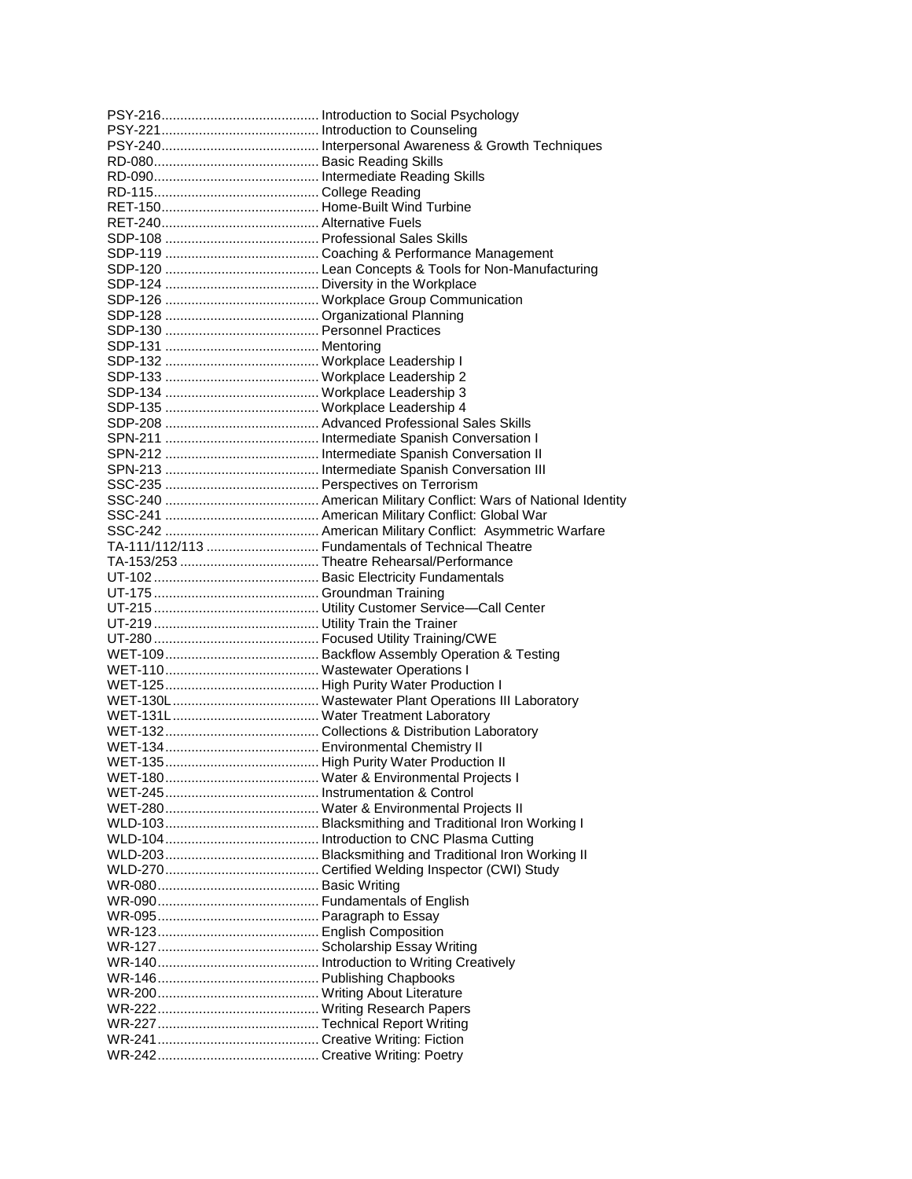PSY-216.......................................... Introduction to Social Psychology
PSY-221.......................................... Introduction to Counseling
PSY-240.......................................... Interpersonal Awareness & Growth Techniques
RD-080............................................ Basic Reading Skills
RD-090............................................ Intermediate Reading Skills
RD-115............................................ College Reading
RET-150.......................................... Home-Built Wind Turbine
RET-240.......................................... Alternative Fuels
SDP-108 ......................................... Professional Sales Skills
SDP-119 ......................................... Coaching & Performance Management
SDP-120 ......................................... Lean Concepts & Tools for Non-Manufacturing
SDP-124 ......................................... Diversity in the Workplace
SDP-126 ......................................... Workplace Group Communication
SDP-128 ......................................... Organizational Planning
SDP-130 ......................................... Personnel Practices
SDP-131 ......................................... Mentoring
SDP-132 ......................................... Workplace Leadership I
SDP-133 ......................................... Workplace Leadership 2
SDP-134 ......................................... Workplace Leadership 3
SDP-135 ......................................... Workplace Leadership 4
SDP-208 ......................................... Advanced Professional Sales Skills
SPN-211 ......................................... Intermediate Spanish Conversation I
SPN-212 ......................................... Intermediate Spanish Conversation II
SPN-213 ......................................... Intermediate Spanish Conversation III
SSC-235 ......................................... Perspectives on Terrorism
SSC-240 ......................................... American Military Conflict: Wars of National Identity
SSC-241 ......................................... American Military Conflict: Global War
SSC-242 ......................................... American Military Conflict: Asymmetric Warfare
TA-111/112/113 .............................. Fundamentals of Technical Theatre
TA-153/253 ..................................... Theatre Rehearsal/Performance
UT-102............................................ Basic Electricity Fundamentals
UT-175............................................ Groundman Training
UT-215............................................ Utility Customer Service—Call Center
UT-219............................................ Utility Train the Trainer
UT-280............................................ Focused Utility Training/CWE
WET-109......................................... Backflow Assembly Operation & Testing
WET-110......................................... Wastewater Operations I
WET-125......................................... High Purity Water Production I
WET-130L....................................... Wastewater Plant Operations III Laboratory
WET-131L....................................... Water Treatment Laboratory
WET-132......................................... Collections & Distribution Laboratory
WET-134......................................... Environmental Chemistry II
WET-135......................................... High Purity Water Production II
WET-180......................................... Water & Environmental Projects I
WET-245......................................... Instrumentation & Control
WET-280......................................... Water & Environmental Projects II
WLD-103......................................... Blacksmithing and Traditional Iron Working I
WLD-104......................................... Introduction to CNC Plasma Cutting
WLD-203......................................... Blacksmithing and Traditional Iron Working II
WLD-270......................................... Certified Welding Inspector (CWI) Study
WR-080........................................... Basic Writing
WR-090........................................... Fundamentals of English
WR-095........................................... Paragraph to Essay
WR-123........................................... English Composition
WR-127........................................... Scholarship Essay Writing
WR-140........................................... Introduction to Writing Creatively
WR-146........................................... Publishing Chapbooks
WR-200........................................... Writing About Literature
WR-222........................................... Writing Research Papers
WR-227........................................... Technical Report Writing
WR-241........................................... Creative Writing: Fiction
WR-242........................................... Creative Writing: Poetry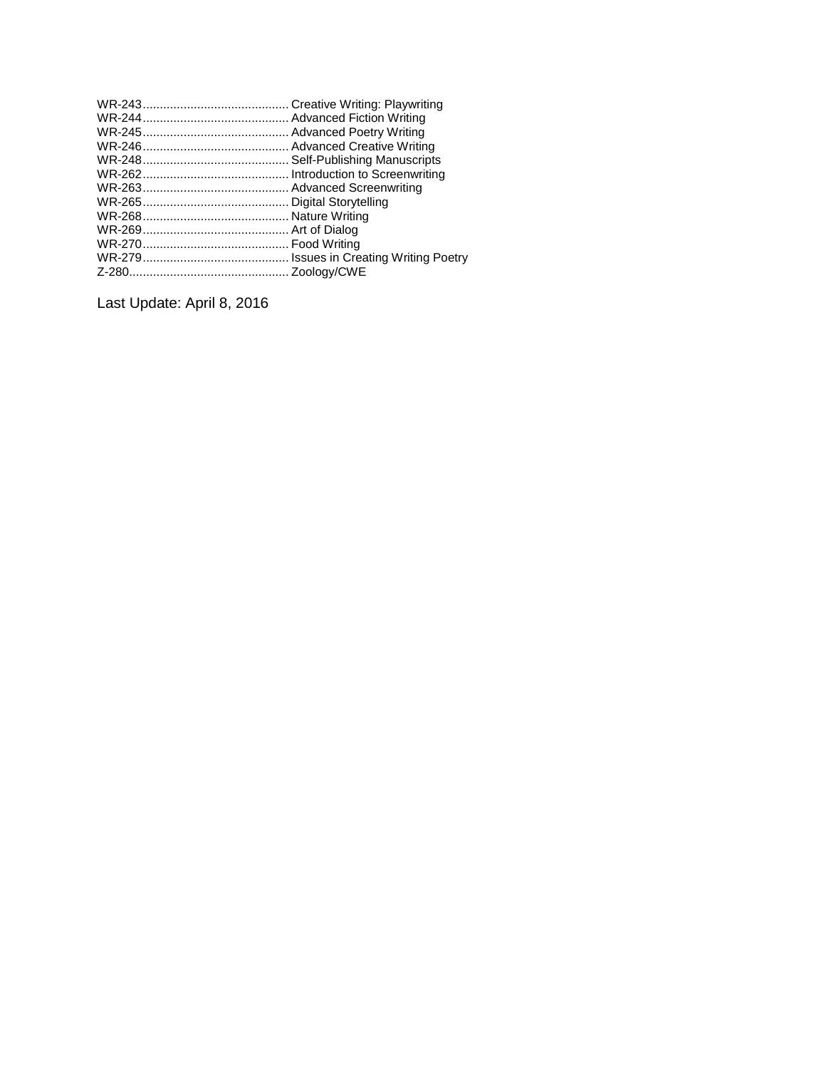WR-243........................................... Creative Writing: Playwriting
WR-244........................................... Advanced Fiction Writing
WR-245........................................... Advanced Poetry Writing
WR-246........................................... Advanced Creative Writing
WR-248........................................... Self-Publishing Manuscripts
WR-262........................................... Introduction to Screenwriting
WR-263........................................... Advanced Screenwriting
WR-265........................................... Digital Storytelling
WR-268........................................... Nature Writing
WR-269........................................... Art of Dialog
WR-270........................................... Food Writing
WR-279........................................... Issues in Creating Writing Poetry
Z-280.............................................. Zoology/CWE

Last Update: April 8, 2016